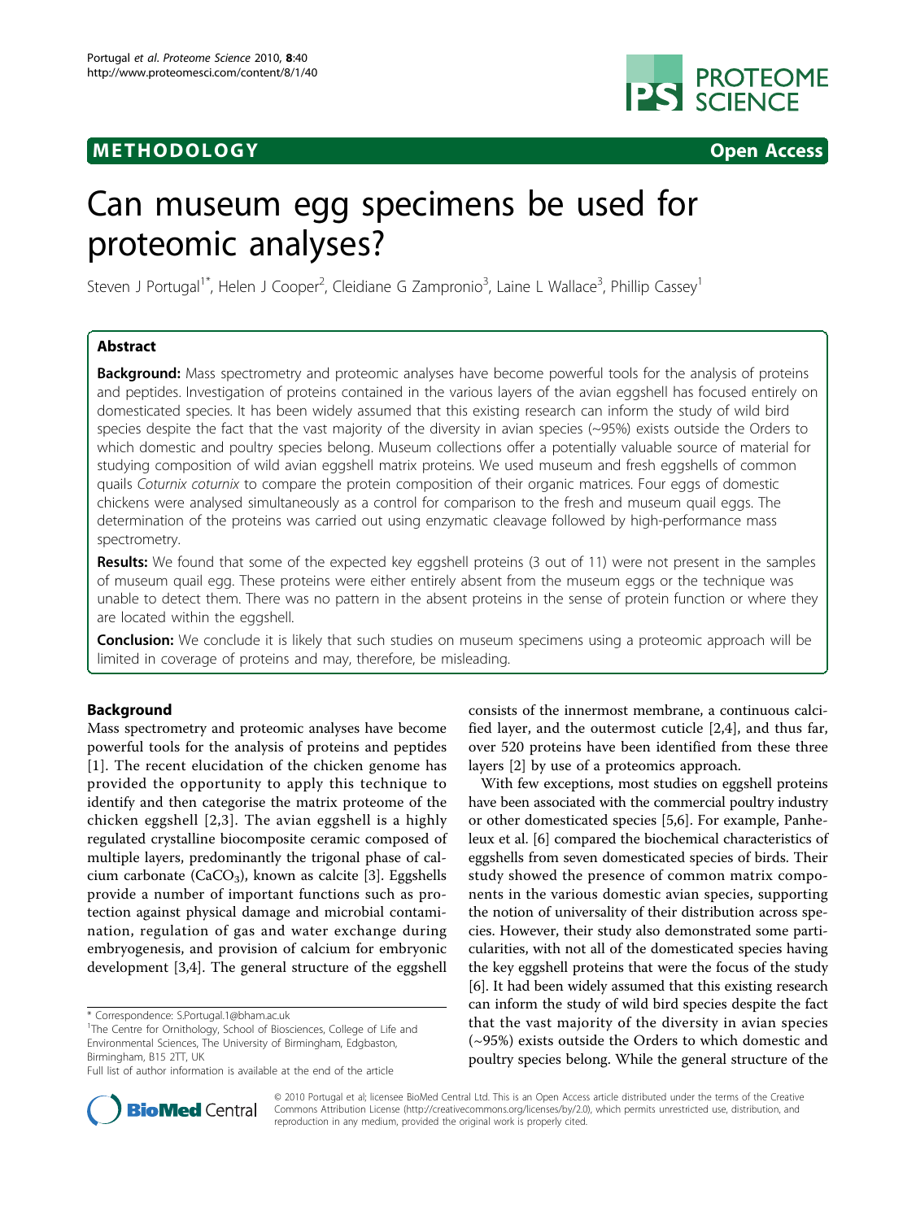METHODOLOGY Open Access

# Can museum egg specimens be used for proteomic analyses?

Steven J Portugal[1*], Helen J Cooper[2], Cleidiane G Zampronio[3], Laine L Wallace[3], Phillip Cassey[1]

## Abstract

**Background:** Mass spectrometry and proteomic analyses have become powerful tools for the analysis of proteins and peptides. Investigation of proteins contained in the various layers of the avian eggshell has focused entirely on domesticated species. It has been widely assumed that this existing research can inform the study of wild bird species despite the fact that the vast majority of the diversity in avian species (~95%) exists outside the Orders to which domestic and poultry species belong. Museum collections offer a potentially valuable source of material for studying composition of wild avian eggshell matrix proteins. We used museum and fresh eggshells of common quails *Coturnix coturnix* to compare the protein composition of their organic matrices. Four eggs of domestic chickens were analysed simultaneously as a control for comparison to the fresh and museum quail eggs. The determination of the proteins was carried out using enzymatic cleavage followed by high-performance mass spectrometry.

**Results:** We found that some of the expected key eggshell proteins (3 out of 11) were not present in the samples of museum quail egg. These proteins were either entirely absent from the museum eggs or the technique was unable to detect them. There was no pattern in the absent proteins in the sense of protein function or where they are located within the eggshell.

**Conclusion:** We conclude it is likely that such studies on museum specimens using a proteomic approach will be limited in coverage of proteins and may, therefore, be misleading.

## Background

Mass spectrometry and proteomic analyses have become powerful tools for the analysis of proteins and peptides [1]. The recent elucidation of the chicken genome has provided the opportunity to apply this technique to identify and then categorise the matrix proteome of the chicken eggshell [2,3]. The avian eggshell is a highly regulated crystalline biocomposite ceramic composed of multiple layers, predominantly the trigonal phase of calcium carbonate ($CaCO_3$), known as calcite [3]. Eggshells provide a number of important functions such as protection against physical damage and microbial contamination, regulation of gas and water exchange during embryogenesis, and provision of calcium for embryonic development [3,4]. The general structure of the eggshell consists of the innermost membrane, a continuous calcified layer, and the outermost cuticle [2,4], and thus far, over 520 proteins have been identified from these three layers [2] by use of a proteomics approach.

With few exceptions, most studies on eggshell proteins have been associated with the commercial poultry industry or other domesticated species [5,6]. For example, Panheleux et al. [6] compared the biochemical characteristics of eggshells from seven domesticated species of birds. Their study showed the presence of common matrix components in the various domestic avian species, supporting the notion of universality of their distribution across species. However, their study also demonstrated some particularities, with not all of the domesticated species having the key eggshell proteins that were the focus of the study [6]. It had been widely assumed that this existing research can inform the study of wild bird species despite the fact that the vast majority of the diversity in avian species (~95%) exists outside the Orders to which domestic and poultry species belong. While the general structure of the

\* Correspondence: S.Portugal.1@bham.ac.uk

[1]The Centre for Ornithology, School of Biosciences, College of Life and Environmental Sciences, The University of Birmingham, Edgbaston, Birmingham, B15 2TT, UK

Full list of author information is available at the end of the article

© 2010 Portugal et al; licensee BioMed Central Ltd. This is an Open Access article distributed under the terms of the Creative Commons Attribution License (http://creativecommons.org/licenses/by/2.0), which permits unrestricted use, distribution, and reproduction in any medium, provided the original work is properly cited.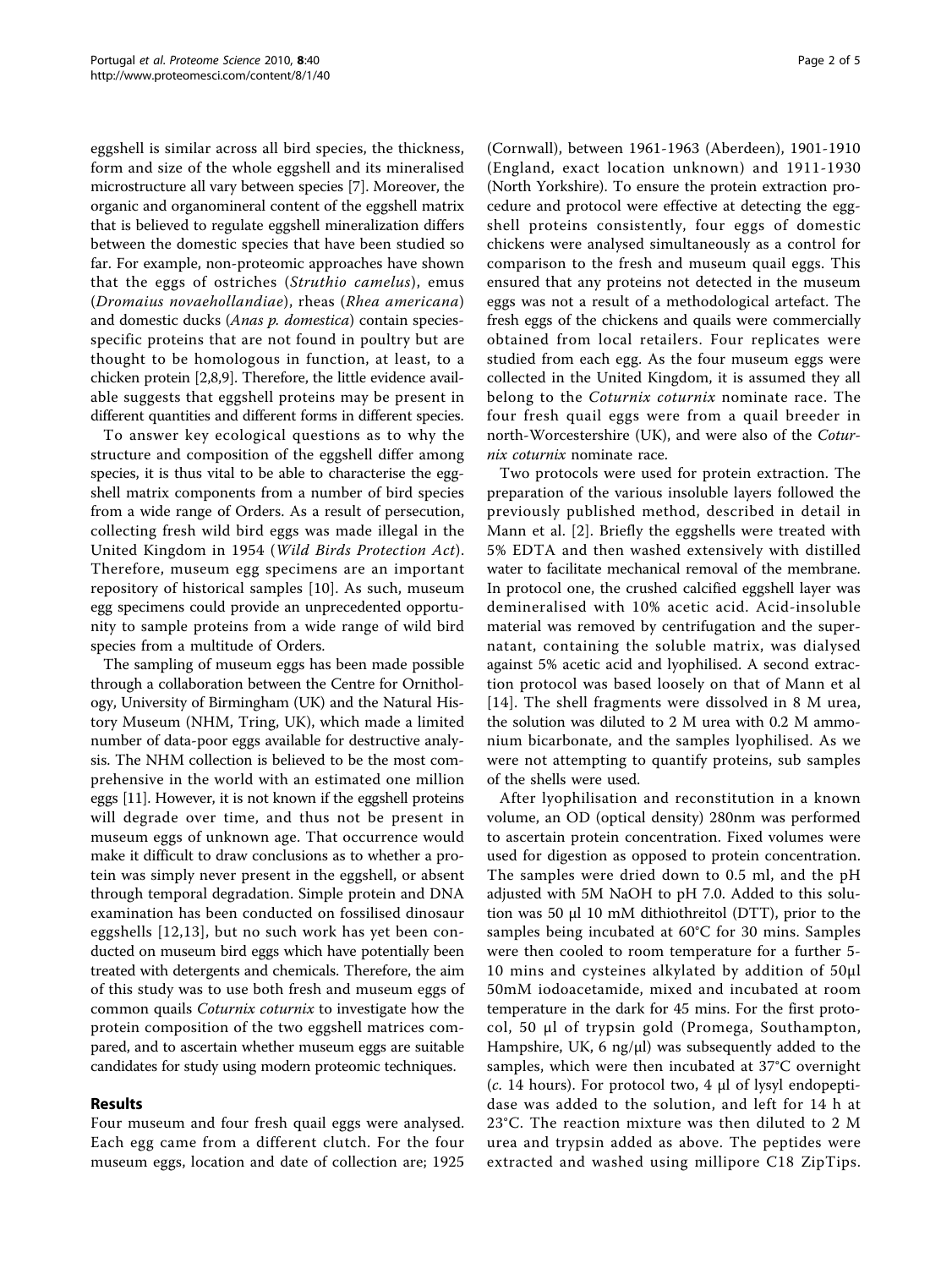eggshell is similar across all bird species, the thickness, form and size of the whole eggshell and its mineralised microstructure all vary between species [7]. Moreover, the organic and organomineral content of the eggshell matrix that is believed to regulate eggshell mineralization differs between the domestic species that have been studied so far. For example, non-proteomic approaches have shown that the eggs of ostriches (*Struthio camelus*), emus (*Dromaius novaehollandiae*), rheas (*Rhea americana*) and domestic ducks (*Anas p. domestica*) contain species-specific proteins that are not found in poultry but are thought to be homologous in function, at least, to a chicken protein [2,8,9]. Therefore, the little evidence available suggests that eggshell proteins may be present in different quantities and different forms in different species.

To answer key ecological questions as to why the structure and composition of the eggshell differ among species, it is thus vital to be able to characterise the eggshell matrix components from a number of bird species from a wide range of Orders. As a result of persecution, collecting fresh wild bird eggs was made illegal in the United Kingdom in 1954 (*Wild Birds Protection Act*). Therefore, museum egg specimens are an important repository of historical samples [10]. As such, museum egg specimens could provide an unprecedented opportunity to sample proteins from a wide range of wild bird species from a multitude of Orders.

The sampling of museum eggs has been made possible through a collaboration between the Centre for Ornithology, University of Birmingham (UK) and the Natural History Museum (NHM, Tring, UK), which made a limited number of data-poor eggs available for destructive analysis. The NHM collection is believed to be the most comprehensive in the world with an estimated one million eggs [11]. However, it is not known if the eggshell proteins will degrade over time, and thus not be present in museum eggs of unknown age. That occurrence would make it difficult to draw conclusions as to whether a protein was simply never present in the eggshell, or absent through temporal degradation. Simple protein and DNA examination has been conducted on fossilised dinosaur eggshells [12,13], but no such work has yet been conducted on museum bird eggs which have potentially been treated with detergents and chemicals. Therefore, the aim of this study was to use both fresh and museum eggs of common quails *Coturnix coturnix* to investigate how the protein composition of the two eggshell matrices compared, and to ascertain whether museum eggs are suitable candidates for study using modern proteomic techniques.

## Results

Four museum and four fresh quail eggs were analysed. Each egg came from a different clutch. For the four museum eggs, location and date of collection are; 1925 (Cornwall), between 1961-1963 (Aberdeen), 1901-1910 (England, exact location unknown) and 1911-1930 (North Yorkshire). To ensure the protein extraction procedure and protocol were effective at detecting the eggshell proteins consistently, four eggs of domestic chickens were analysed simultaneously as a control for comparison to the fresh and museum quail eggs. This ensured that any proteins not detected in the museum eggs was not a result of a methodological artefact. The fresh eggs of the chickens and quails were commercially obtained from local retailers. Four replicates were studied from each egg. As the four museum eggs were collected in the United Kingdom, it is assumed they all belong to the *Coturnix coturnix* nominate race. The four fresh quail eggs were from a quail breeder in north-Worcestershire (UK), and were also of the *Coturnix coturnix* nominate race.

Two protocols were used for protein extraction. The preparation of the various insoluble layers followed the previously published method, described in detail in Mann et al. [2]. Briefly the eggshells were treated with 5% EDTA and then washed extensively with distilled water to facilitate mechanical removal of the membrane. In protocol one, the crushed calcified eggshell layer was demineralised with 10% acetic acid. Acid-insoluble material was removed by centrifugation and the supernatant, containing the soluble matrix, was dialysed against 5% acetic acid and lyophilised. A second extraction protocol was based loosely on that of Mann et al [14]. The shell fragments were dissolved in 8 M urea, the solution was diluted to 2 M urea with 0.2 M ammonium bicarbonate, and the samples lyophilised. As we were not attempting to quantify proteins, sub samples of the shells were used.

After lyophilisation and reconstitution in a known volume, an OD (optical density) 280nm was performed to ascertain protein concentration. Fixed volumes were used for digestion as opposed to protein concentration. The samples were dried down to 0.5 ml, and the pH adjusted with 5M NaOH to pH 7.0. Added to this solution was 50 μl 10 mM dithiothreitol (DTT), prior to the samples being incubated at 60°C for 30 mins. Samples were then cooled to room temperature for a further 5-10 mins and cysteines alkylated by addition of 50μl 50mM iodoacetamide, mixed and incubated at room temperature in the dark for 45 mins. For the first protocol, 50 μl of trypsin gold (Promega, Southampton, Hampshire, UK, 6 ng/μl) was subsequently added to the samples, which were then incubated at 37°C overnight (*c.* 14 hours). For protocol two, 4 μl of lysyl endopeptidase was added to the solution, and left for 14 h at 23°C. The reaction mixture was then diluted to 2 M urea and trypsin added as above. The peptides were extracted and washed using millipore C18 ZipTips.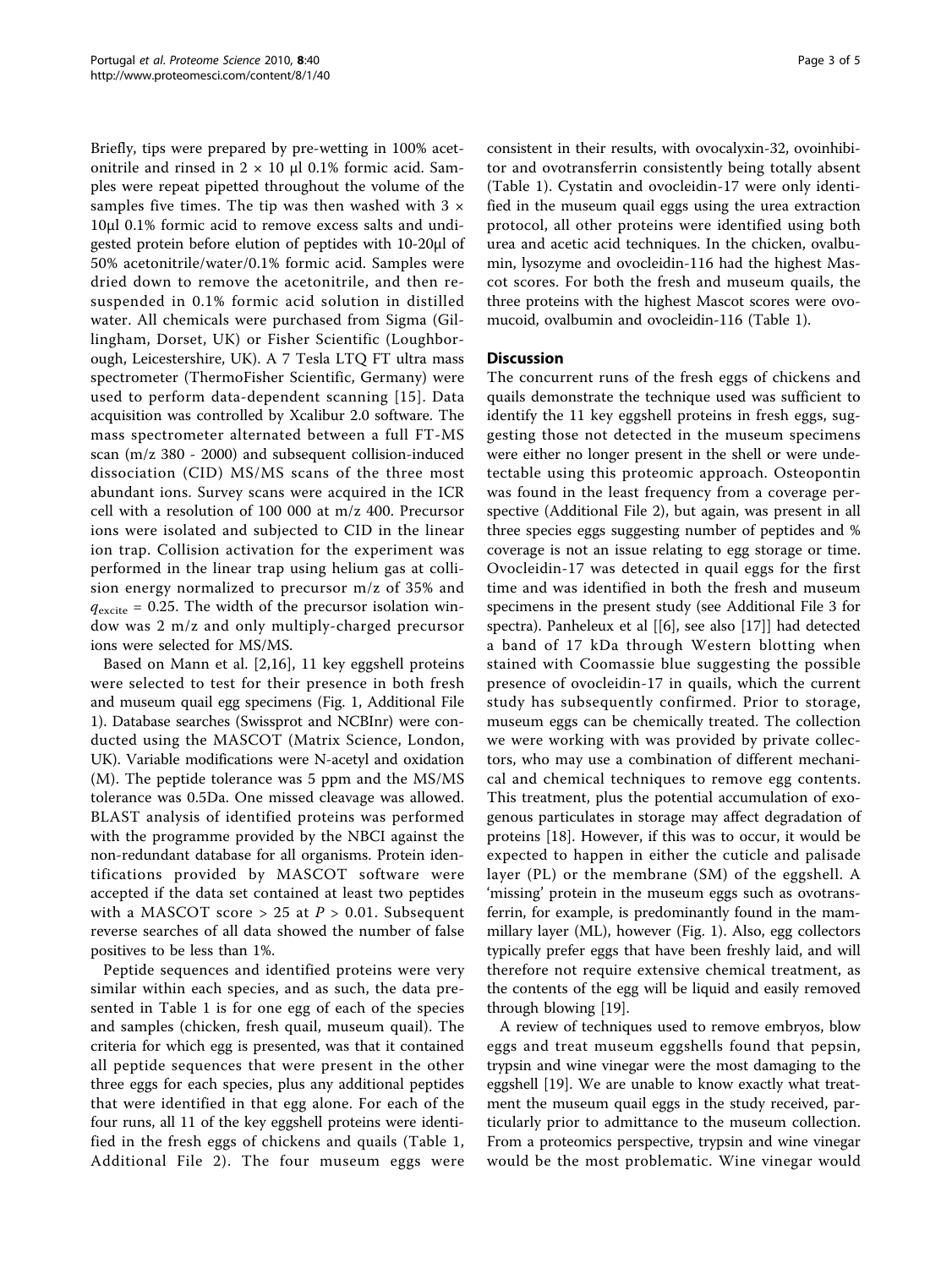Briefly, tips were prepared by pre-wetting in 100% acetonitrile and rinsed in 2 × 10 μl 0.1% formic acid. Samples were repeat pipetted throughout the volume of the samples five times. The tip was then washed with 3 × 10μl 0.1% formic acid to remove excess salts and undigested protein before elution of peptides with 10-20μl of 50% acetonitrile/water/0.1% formic acid. Samples were dried down to remove the acetonitrile, and then re-suspended in 0.1% formic acid solution in distilled water. All chemicals were purchased from Sigma (Gillingham, Dorset, UK) or Fisher Scientific (Loughborough, Leicestershire, UK). A 7 Tesla LTQ FT ultra mass spectrometer (ThermoFisher Scientific, Germany) were used to perform data-dependent scanning [15]. Data acquisition was controlled by Xcalibur 2.0 software. The mass spectrometer alternated between a full FT-MS scan (m/z 380 - 2000) and subsequent collision-induced dissociation (CID) MS/MS scans of the three most abundant ions. Survey scans were acquired in the ICR cell with a resolution of 100 000 at m/z 400. Precursor ions were isolated and subjected to CID in the linear ion trap. Collision activation for the experiment was performed in the linear trap using helium gas at collision energy normalized to precursor m/z of 35% and $q_{excite}$ = 0.25. The width of the precursor isolation window was 2 m/z and only multiply-charged precursor ions were selected for MS/MS.

Based on Mann et al. [2,16], 11 key eggshell proteins were selected to test for their presence in both fresh and museum quail egg specimens (Fig. 1, Additional File 1). Database searches (Swissprot and NCBInr) were conducted using the MASCOT (Matrix Science, London, UK). Variable modifications were N-acetyl and oxidation (M). The peptide tolerance was 5 ppm and the MS/MS tolerance was 0.5Da. One missed cleavage was allowed. BLAST analysis of identified proteins was performed with the programme provided by the NBCI against the non-redundant database for all organisms. Protein identifications provided by MASCOT software were accepted if the data set contained at least two peptides with a MASCOT score > 25 at $P > 0.01$. Subsequent reverse searches of all data showed the number of false positives to be less than 1%.

Peptide sequences and identified proteins were very similar within each species, and as such, the data presented in Table 1 is for one egg of each of the species and samples (chicken, fresh quail, museum quail). The criteria for which egg is presented, was that it contained all peptide sequences that were present in the other three eggs for each species, plus any additional peptides that were identified in that egg alone. For each of the four runs, all 11 of the key eggshell proteins were identified in the fresh eggs of chickens and quails (Table 1, Additional File 2). The four museum eggs were consistent in their results, with ovocalyxin-32, ovoinhibitor and ovotransferrin consistently being totally absent (Table 1). Cystatin and ovocleidin-17 were only identified in the museum quail eggs using the urea extraction protocol, all other proteins were identified using both urea and acetic acid techniques. In the chicken, ovalbumin, lysozyme and ovocleidin-116 had the highest Mascot scores. For both the fresh and museum quails, the three proteins with the highest Mascot scores were ovomucoid, ovalbumin and ovocleidin-116 (Table 1).

## Discussion

The concurrent runs of the fresh eggs of chickens and quails demonstrate the technique used was sufficient to identify the 11 key eggshell proteins in fresh eggs, suggesting those not detected in the museum specimens were either no longer present in the shell or were undetectable using this proteomic approach. Osteopontin was found in the least frequency from a coverage perspective (Additional File 2), but again, was present in all three species eggs suggesting number of peptides and % coverage is not an issue relating to egg storage or time. Ovocleidin-17 was detected in quail eggs for the first time and was identified in both the fresh and museum specimens in the present study (see Additional File 3 for spectra). Panheleux et al [[6], see also [17]] had detected a band of 17 kDa through Western blotting when stained with Coomassie blue suggesting the possible presence of ovocleidin-17 in quails, which the current study has subsequently confirmed. Prior to storage, museum eggs can be chemically treated. The collection we were working with was provided by private collectors, who may use a combination of different mechanical and chemical techniques to remove egg contents. This treatment, plus the potential accumulation of exogenous particulates in storage may affect degradation of proteins [18]. However, if this was to occur, it would be expected to happen in either the cuticle and palisade layer (PL) or the membrane (SM) of the eggshell. A 'missing' protein in the museum eggs such as ovotransferrin, for example, is predominantly found in the mammillary layer (ML), however (Fig. 1). Also, egg collectors typically prefer eggs that have been freshly laid, and will therefore not require extensive chemical treatment, as the contents of the egg will be liquid and easily removed through blowing [19].

A review of techniques used to remove embryos, blow eggs and treat museum eggshells found that pepsin, trypsin and wine vinegar were the most damaging to the eggshell [19]. We are unable to know exactly what treatment the museum quail eggs in the study received, particularly prior to admittance to the museum collection. From a proteomics perspective, trypsin and wine vinegar would be the most problematic. Wine vinegar would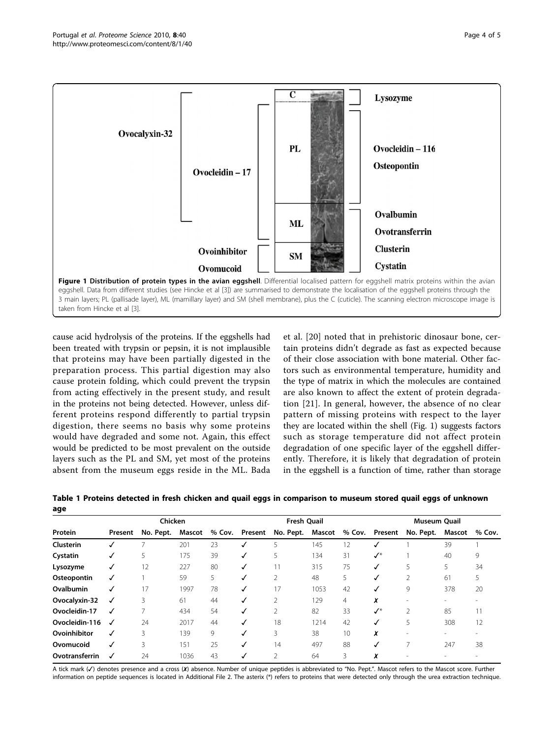**Figure 1 Distribution of protein types in the avian eggshell**. Differential localised pattern for eggshell matrix proteins within the avian eggshell. Data from different studies (see Hincke et al [3]) are summarised to demonstrate the localisation of the eggshell proteins through the 3 main layers; PL (pallisade layer), ML (mamillary layer) and SM (shell membrane), plus the C (cuticle). The scanning electron microscope image is taken from Hincke et al [3].

cause acid hydrolysis of the proteins. If the eggshells had been treated with trypsin or pepsin, it is not implausible that proteins may have been partially digested in the preparation process. This partial digestion may also cause protein folding, which could prevent the trypsin from acting effectively in the present study, and result in the proteins not being detected. However, unless different proteins respond differently to partial trypsin digestion, there seems no basis why some proteins would have degraded and some not. Again, this effect would be predicted to be most prevalent on the outside layers such as the PL and SM, yet most of the proteins absent from the museum eggs reside in the ML. Bada et al. [20] noted that in prehistoric dinosaur bone, certain proteins didn't degrade as fast as expected because of their close association with bone material. Other factors such as environmental temperature, humidity and the type of matrix in which the molecules are contained are also known to affect the extent of protein degradation [21]. In general, however, the absence of no clear pattern of missing proteins with respect to the layer they are located within the shell (Fig. 1) suggests factors such as storage temperature did not affect protein degradation of one specific layer of the eggshell differently. Therefore, it is likely that degradation of protein in the eggshell is a function of time, rather than storage

**Table 1 Proteins detected in fresh chicken and quail eggs in comparison to museum stored quail eggs of unknown age**

| Protein | Chicken | | | | Fresh Quail | | | | Museum Quail | | | |
|---|---|---|---|---|---|---|---|---|---|---|---|---|
| | Present | No. Pept. | Mascot | % Cov. | Present | No. Pept. | Mascot | % Cov. | Present | No. Pept. | Mascot | % Cov. |
| **Clusterin** | ✓ | 7 | 201 | 23 | ✓ | 5 | 145 | 12 | ✓ | 1 | 39 | 1 |
| **Cystatin** | ✓ | 5 | 175 | 39 | ✓ | 5 | 134 | 31 | ✓* | 1 | 40 | 9 |
| **Lysozyme** | ✓ | 12 | 227 | 80 | ✓ | 11 | 315 | 75 | ✓ | 5 | 5 | 34 |
| **Osteopontin** | ✓ | 1 | 59 | 5 | ✓ | 2 | 48 | 5 | ✓ | 2 | 61 | 5 |
| **Ovalbumin** | ✓ | 17 | 1997 | 78 | ✓ | 17 | 1053 | 42 | ✓ | 9 | 378 | 20 |
| **Ovocalyxin-32** | ✓ | 3 | 61 | 44 | ✓ | 2 | 129 | 4 | ✗ | - | - | - |
| **Ovocleidin-17** | ✓ | 7 | 434 | 54 | ✓ | 2 | 82 | 33 | ✓* | 2 | 85 | 11 |
| **Ovocleidin-116** | ✓ | 24 | 2017 | 44 | ✓ | 18 | 1214 | 42 | ✓ | 5 | 308 | 12 |
| **Ovoinhibitor** | ✓ | 3 | 139 | 9 | ✓ | 3 | 38 | 10 | ✗ | - | - | - |
| **Ovomucoid** | ✓ | 3 | 151 | 25 | ✓ | 14 | 497 | 88 | ✓ | 7 | 247 | 38 |
| **Ovotransferrin** | ✓ | 24 | 1036 | 43 | ✓ | 2 | 64 | 3 | ✗ | - | - | - |

A tick mark (✓) denotes presence and a cross (✗) absence. Number of unique peptides is abbreviated to "No. Pept.". Mascot refers to the Mascot score. Further information on peptide sequences is located in Additional File 2. The asterix (*) refers to proteins that were detected only through the urea extraction technique.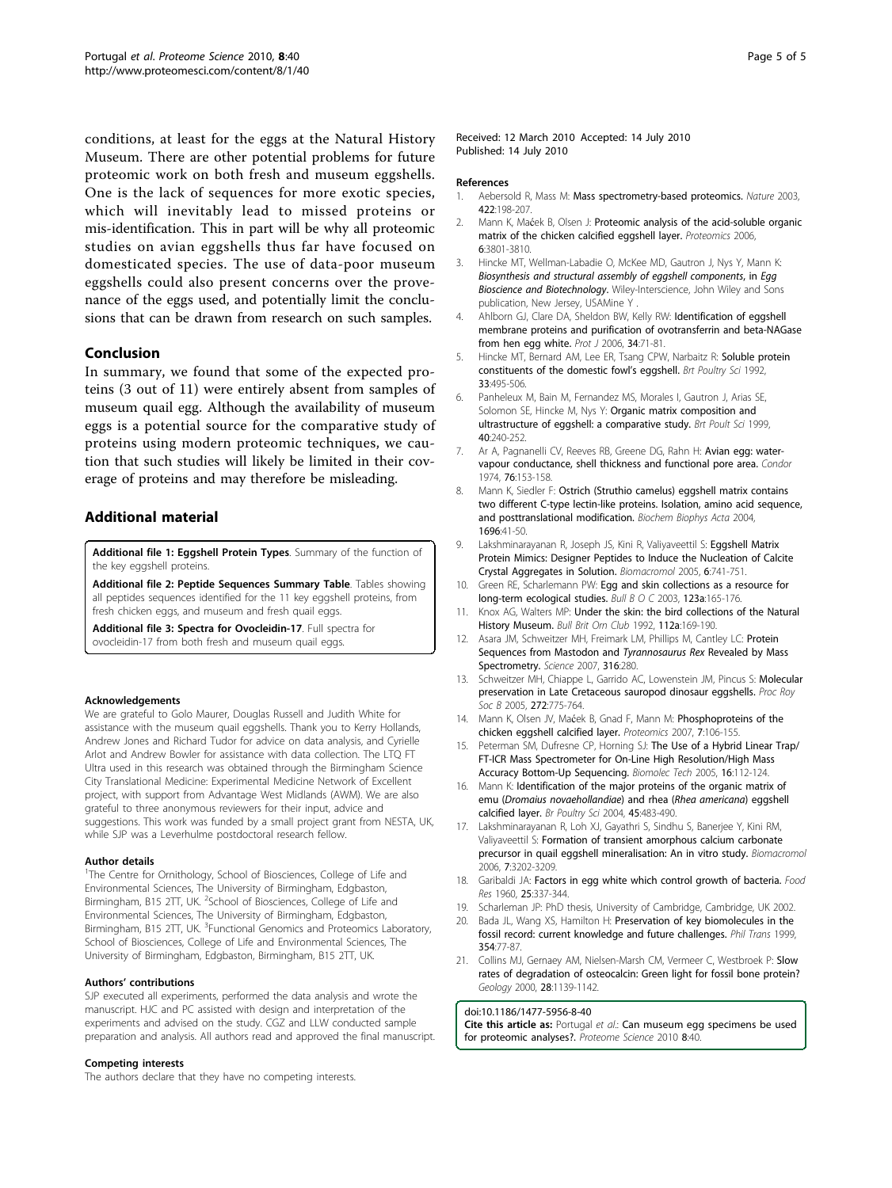conditions, at least for the eggs at the Natural History Museum. There are other potential problems for future proteomic work on both fresh and museum eggshells. One is the lack of sequences for more exotic species, which will inevitably lead to missed proteins or mis-identification. This in part will be why all proteomic studies on avian eggshells thus far have focused on domesticated species. The use of data-poor museum eggshells could also present concerns over the provenance of the eggs used, and potentially limit the conclusions that can be drawn from research on such samples.

## Conclusion

In summary, we found that some of the expected proteins (3 out of 11) were entirely absent from samples of museum quail egg. Although the availability of museum eggs is a potential source for the comparative study of proteins using modern proteomic techniques, we caution that such studies will likely be limited in their coverage of proteins and may therefore be misleading.

## Additional material

**Additional file 1: Eggshell Protein Types**. Summary of the function of the key eggshell proteins.

**Additional file 2: Peptide Sequences Summary Table**. Tables showing all peptides sequences identified for the 11 key eggshell proteins, from fresh chicken eggs, and museum and fresh quail eggs.

**Additional file 3: Spectra for Ovocleidin-17**. Full spectra for ovocleidin-17 from both fresh and museum quail eggs.

#### Acknowledgements

We are grateful to Golo Maurer, Douglas Russell and Judith White for assistance with the museum quail eggshells. Thank you to Kerry Hollands, Andrew Jones and Richard Tudor for advice on data analysis, and Cyrielle Arlot and Andrew Bowler for assistance with data collection. The LTQ FT Ultra used in this research was obtained through the Birmingham Science City Translational Medicine: Experimental Medicine Network of Excellent project, with support from Advantage West Midlands (AWM). We are also grateful to three anonymous reviewers for their input, advice and suggestions. This work was funded by a small project grant from NESTA, UK, while SJP was a Leverhulme postdoctoral research fellow.

#### Author details

[1]The Centre for Ornithology, School of Biosciences, College of Life and Environmental Sciences, The University of Birmingham, Edgbaston, Birmingham, B15 2TT, UK. [2]School of Biosciences, College of Life and Environmental Sciences, The University of Birmingham, Edgbaston, Birmingham, B15 2TT, UK. [3]Functional Genomics and Proteomics Laboratory, School of Biosciences, College of Life and Environmental Sciences, The University of Birmingham, Edgbaston, Birmingham, B15 2TT, UK.

#### Authors' contributions

SJP executed all experiments, performed the data analysis and wrote the manuscript. HJC and PC assisted with design and interpretation of the experiments and advised on the study. CGZ and LLW conducted sample preparation and analysis. All authors read and approved the final manuscript.

#### Competing interests

The authors declare that they have no competing interests.

Received: 12 March 2010 Accepted: 14 July 2010
Published: 14 July 2010

#### References

1. Aebersold R, Mass M: **Mass spectrometry-based proteomics.** *Nature* 2003, **422**:198-207.
2. Mann K, Maćek B, Olsen J: **Proteomic analysis of the acid-soluble organic matrix of the chicken calcified eggshell layer.** *Proteomics* 2006, **6**:3801-3810.
3. Hincke MT, Wellman-Labadie O, McKee MD, Gautron J, Nys Y, Mann K: *Biosynthesis and structural assembly of eggshell components*, in *Egg Bioscience and Biotechnology*. Wiley-Interscience, John Wiley and Sons publication, New Jersey, USAMine Y .
4. Ahlborn GJ, Clare DA, Sheldon BW, Kelly RW: **Identification of eggshell membrane proteins and purification of ovotransferrin and beta-NAGase from hen egg white.** *Prot J* 2006, **34**:71-81.
5. Hincke MT, Bernard AM, Lee ER, Tsang CPW, Narbaitz R: **Soluble protein constituents of the domestic fowl's eggshell.** *Brt Poultry Sci* 1992, **33**:495-506.
6. Panheleux M, Bain M, Fernandez MS, Morales I, Gautron J, Arias SE, Solomon SE, Hincke M, Nys Y: **Organic matrix composition and ultrastructure of eggshell: a comparative study.** *Brt Poult Sci* 1999, **40**:240-252.
7. Ar A, Pagnanelli CV, Reeves RB, Greene DG, Rahn H: **Avian egg: water-vapour conductance, shell thickness and functional pore area.** *Condor* 1974, **76**:153-158.
8. Mann K, Siedler F: **Ostrich (Struthio camelus) eggshell matrix contains two different C-type lectin-like proteins. Isolation, amino acid sequence, and posttranslational modification.** *Biochem Biophys Acta* 2004, **1696**:41-50.
9. Lakshminarayanan R, Joseph JS, Kini R, Valiyaveettil S: **Eggshell Matrix Protein Mimics: Designer Peptides to Induce the Nucleation of Calcite Crystal Aggregates in Solution.** *Biomacromol* 2005, **6**:741-751.
10. Green RE, Scharlemann PW: **Egg and skin collections as a resource for long-term ecological studies.** *Bull B O C* 2003, **123a**:165-176.
11. Knox AG, Walters MP: **Under the skin: the bird collections of the Natural History Museum.** *Bull Brit Orn Club* 1992, **112a**:169-190.
12. Asara JM, Schweitzer MH, Freimark LM, Phillips M, Cantley LC: **Protein Sequences from Mastodon and *Tyrannosaurus Rex* Revealed by Mass Spectrometry.** *Science* 2007, **316**:280.
13. Schweitzer MH, Chiappe L, Garrido AC, Lowenstein JM, Pincus S: **Molecular preservation in Late Cretaceous sauropod dinosaur eggshells.** *Proc Roy Soc B* 2005, **272**:775-764.
14. Mann K, Olsen JV, Maćek B, Gnad F, Mann M: **Phosphoproteins of the chicken eggshell calcified layer.** *Proteomics* 2007, **7**:106-155.
15. Peterman SM, Dufresne CP, Horning SJ: **The Use of a Hybrid Linear Trap/FT-ICR Mass Spectrometer for On-Line High Resolution/High Mass Accuracy Bottom-Up Sequencing.** *Biomolec Tech* 2005, **16**:112-124.
16. Mann K: **Identification of the major proteins of the organic matrix of emu (*Dromaius novaehollandiae*) and rhea (*Rhea americana*) eggshell calcified layer.** *Br Poultry Sci* 2004, **45**:483-490.
17. Lakshminarayanan R, Loh XJ, Gayathri S, Sindhu S, Banerjee Y, Kini RM, Valiyaveettil S: **Formation of transient amorphous calcium carbonate precursor in quail eggshell mineralisation: An in vitro study.** *Biomacromol* 2006, **7**:3202-3209.
18. Garibaldi JA: **Factors in egg white which control growth of bacteria.** *Food Res* 1960, **25**:337-344.
19. Scharleman JP: PhD thesis, University of Cambridge, Cambridge, UK 2002.
20. Bada JL, Wang XS, Hamilton H: **Preservation of key biomolecules in the fossil record: current knowledge and future challenges.** *Phil Trans* 1999, **354**:77-87.
21. Collins MJ, Gernaey AM, Nielsen-Marsh CM, Vermeer C, Westbroek P: **Slow rates of degradation of osteocalcin: Green light for fossil bone protein?** *Geology* 2000, **28**:1139-1142.

doi:10.1186/1477-5956-8-40

**Cite this article as:** Portugal *et al.*: Can museum egg specimens be used for proteomic analyses?. *Proteome Science* 2010 **8**:40.